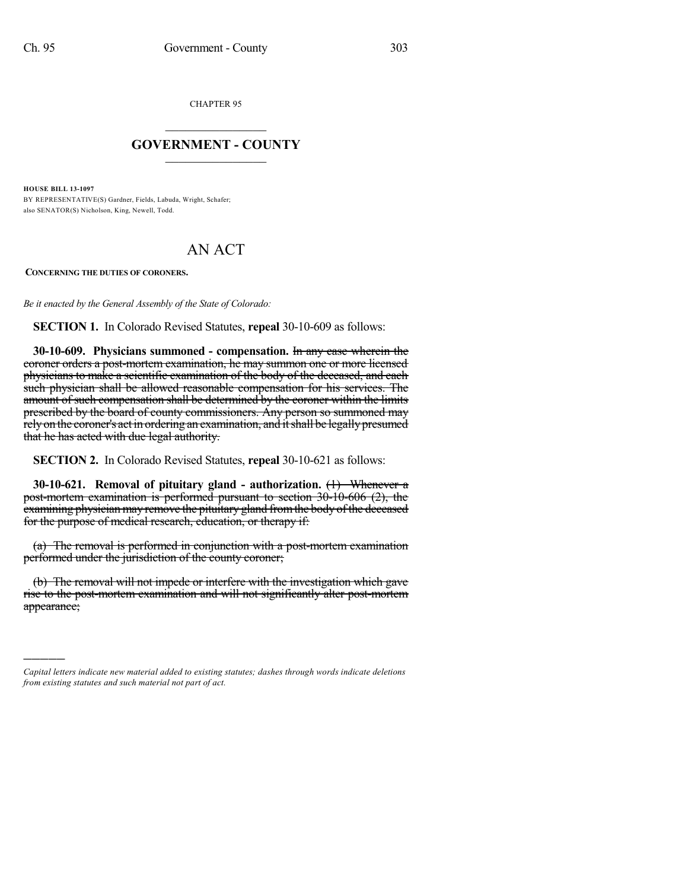CHAPTER 95

# GOVERNMENT - COUNTY

**HOUSE BILL 13-1097**

BY REPRESENTATIVE(S) Gardner, Fields, Labuda, Wright, Schafer;
also SENATOR(S) Nicholson, King, Newell, Todd.

# AN ACT

**CONCERNING THE DUTIES OF CORONERS.**

*Be it enacted by the General Assembly of the State of Colorado:*

**SECTION 1.** In Colorado Revised Statutes, **repeal** 30-10-609 as follows:

**30-10-609. Physicians summoned - compensation.** ~~In any case wherein the coroner orders a post-mortem examination, he may summon one or more licensed physicians to make a scientific examination of the body of the deceased, and each such physician shall be allowed reasonable compensation for his services. The amount of such compensation shall be determined by the coroner within the limits prescribed by the board of county commissioners. Any person so summoned may rely on the coroner's act in ordering an examination, and it shall be legally presumed that he has acted with due legal authority.~~

**SECTION 2.** In Colorado Revised Statutes, **repeal** 30-10-621 as follows:

**30-10-621. Removal of pituitary gland - authorization.** ~~(1) Whenever a post-mortem examination is performed pursuant to section 30-10-606 (2), the examining physician may remove the pituitary gland from the body of the deceased for the purpose of medical research, education, or therapy if:~~

~~(a) The removal is performed in conjunction with a post-mortem examination performed under the jurisdiction of the county coroner;~~

~~(b) The removal will not impede or interfere with the investigation which gave rise to the post-mortem examination and will not significantly alter post-mortem appearance;~~

---

*Capital letters indicate new material added to existing statutes; dashes through words indicate deletions from existing statutes and such material not part of act.*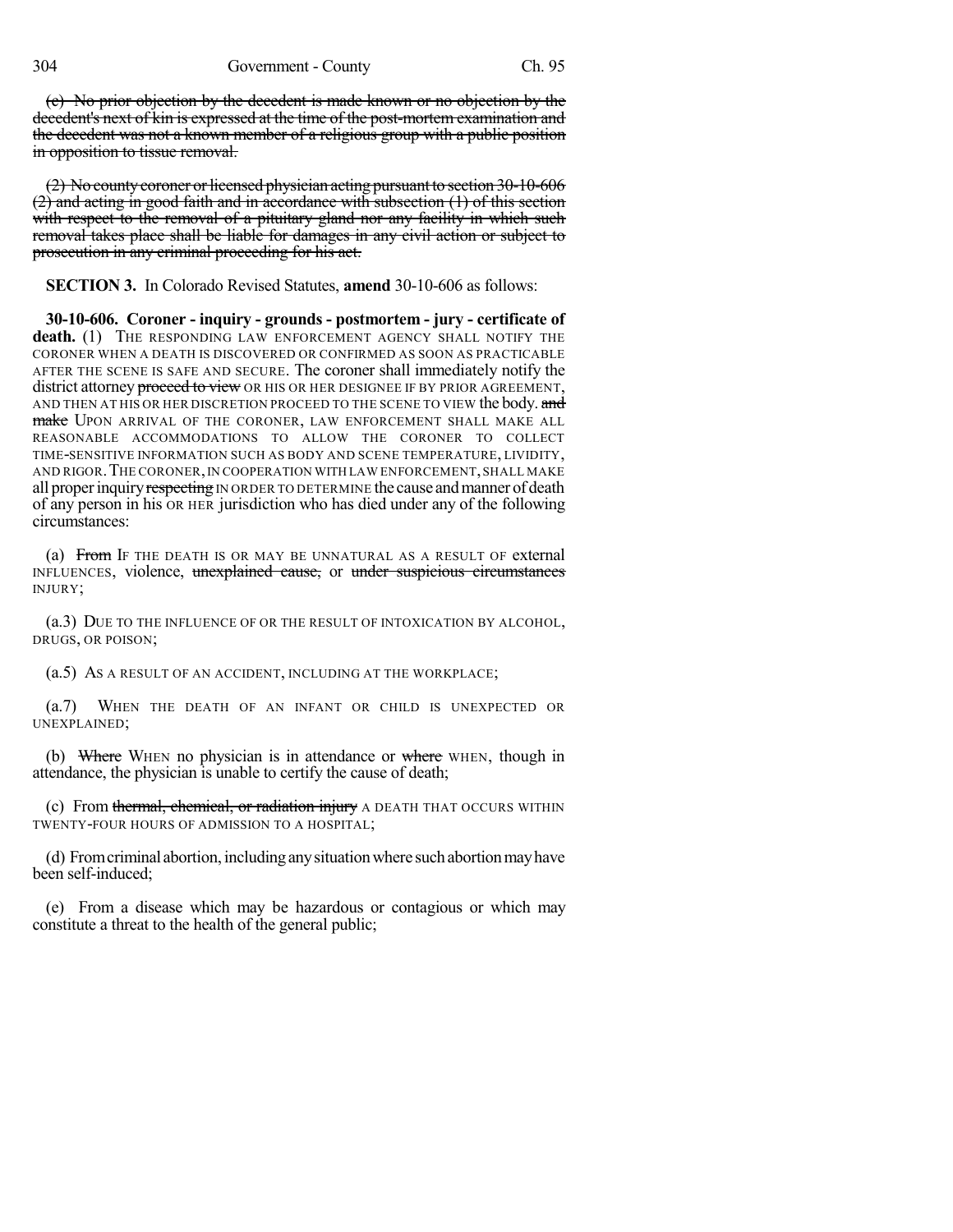(c) No prior objection by the decedent is made known or no objection by the decedent's next of kin is expressed at the time of the post-mortem examination and the decedent was not a known member of a religious group with a public position in opposition to tissue removal.

(2) No county coroner or licensed physician acting pursuant to section 30-10-606 (2) and acting in good faith and in accordance with subsection (1) of this section with respect to the removal of a pituitary gland nor any facility in which such removal takes place shall be liable for damages in any civil action or subject to prosecution in any criminal proceeding for his act.

**SECTION 3.** In Colorado Revised Statutes, **amend** 30-10-606 as follows:

**30-10-606. Coroner - inquiry - grounds - postmortem - jury - certificate of death.** (1) THE RESPONDING LAW ENFORCEMENT AGENCY SHALL NOTIFY THE CORONER WHEN A DEATH IS DISCOVERED OR CONFIRMED AS SOON AS PRACTICABLE AFTER THE SCENE IS SAFE AND SECURE. The coroner shall immediately notify the district attorney proceed to view OR HIS OR HER DESIGNEE IF BY PRIOR AGREEMENT, AND THEN AT HIS OR HER DISCRETION PROCEED TO THE SCENE TO VIEW the body. and make UPON ARRIVAL OF THE CORONER, LAW ENFORCEMENT SHALL MAKE ALL REASONABLE ACCOMMODATIONS TO ALLOW THE CORONER TO COLLECT TIME-SENSITIVE INFORMATION SUCH AS BODY AND SCENE TEMPERATURE, LIVIDITY, AND RIGOR. THE CORONER, IN COOPERATION WITH LAW ENFORCEMENT, SHALL MAKE all proper inquiry respecting IN ORDER TO DETERMINE the cause and manner of death of any person in his OR HER jurisdiction who has died under any of the following circumstances:

(a) From IF THE DEATH IS OR MAY BE UNNATURAL AS A RESULT OF external INFLUENCES, violence, unexplained cause, or under suspicious circumstances INJURY;

(a.3) DUE TO THE INFLUENCE OF OR THE RESULT OF INTOXICATION BY ALCOHOL, DRUGS, OR POISON;

(a.5) AS A RESULT OF AN ACCIDENT, INCLUDING AT THE WORKPLACE;

(a.7) WHEN THE DEATH OF AN INFANT OR CHILD IS UNEXPECTED OR UNEXPLAINED;

(b) Where WHEN no physician is in attendance or where WHEN, though in attendance, the physician is unable to certify the cause of death;

(c) From thermal, chemical, or radiation injury A DEATH THAT OCCURS WITHIN TWENTY-FOUR HOURS OF ADMISSION TO A HOSPITAL;

(d) From criminal abortion, including any situation where such abortion may have been self-induced;

(e) From a disease which may be hazardous or contagious or which may constitute a threat to the health of the general public;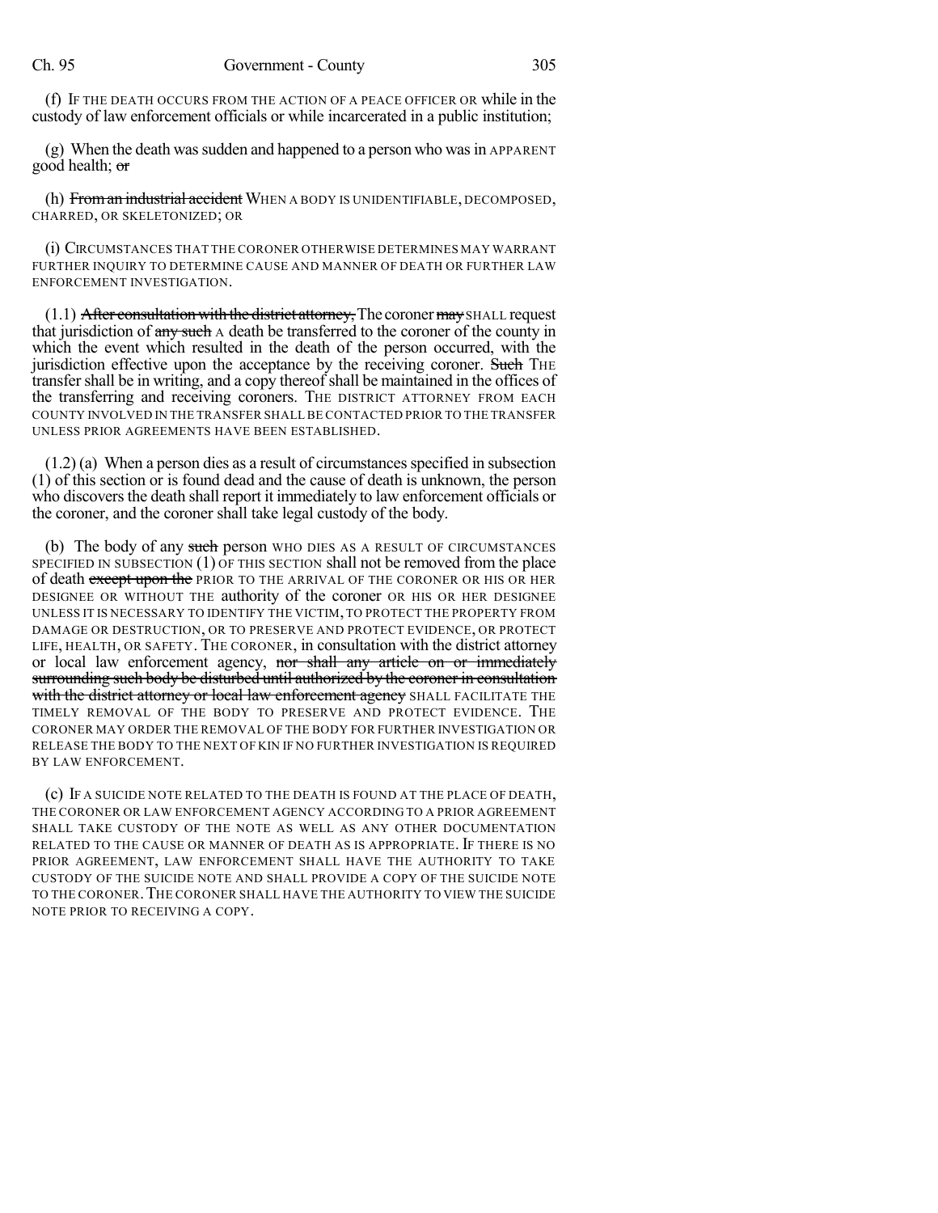(f) IF THE DEATH OCCURS FROM THE ACTION OF A PEACE OFFICER OR while in the custody of law enforcement officials or while incarcerated in a public institution;

(g) When the death was sudden and happened to a person who was in APPARENT good health; ~~or~~

(h) ~~From an industrial accident~~ WHEN A BODY IS UNIDENTIFIABLE, DECOMPOSED, CHARRED, OR SKELETONIZED; OR

(i) CIRCUMSTANCES THAT THE CORONER OTHERWISE DETERMINES MAY WARRANT FURTHER INQUIRY TO DETERMINE CAUSE AND MANNER OF DEATH OR FURTHER LAW ENFORCEMENT INVESTIGATION.

(1.1) ~~After consultation with the district attorney,~~ The coroner ~~may~~ SHALL request that jurisdiction of ~~any such~~ A death be transferred to the coroner of the county in which the event which resulted in the death of the person occurred, with the jurisdiction effective upon the acceptance by the receiving coroner. ~~Such~~ THE transfer shall be in writing, and a copy thereof shall be maintained in the offices of the transferring and receiving coroners. THE DISTRICT ATTORNEY FROM EACH COUNTY INVOLVED IN THE TRANSFER SHALL BE CONTACTED PRIOR TO THE TRANSFER UNLESS PRIOR AGREEMENTS HAVE BEEN ESTABLISHED.

(1.2) (a) When a person dies as a result of circumstances specified in subsection (1) of this section or is found dead and the cause of death is unknown, the person who discovers the death shall report it immediately to law enforcement officials or the coroner, and the coroner shall take legal custody of the body.

(b) The body of any ~~such~~ person WHO DIES AS A RESULT OF CIRCUMSTANCES SPECIFIED IN SUBSECTION (1) OF THIS SECTION shall not be removed from the place of death ~~except upon the~~ PRIOR TO THE ARRIVAL OF THE CORONER OR HIS OR HER DESIGNEE OR WITHOUT THE authority of the coroner OR HIS OR HER DESIGNEE UNLESS IT IS NECESSARY TO IDENTIFY THE VICTIM, TO PROTECT THE PROPERTY FROM DAMAGE OR DESTRUCTION, OR TO PRESERVE AND PROTECT EVIDENCE, OR PROTECT LIFE, HEALTH, OR SAFETY. THE CORONER, in consultation with the district attorney or local law enforcement agency, ~~nor shall any article on or immediately surrounding such body be disturbed until authorized by the coroner in consultation with the district attorney or local law enforcement agency~~ SHALL FACILITATE THE TIMELY REMOVAL OF THE BODY TO PRESERVE AND PROTECT EVIDENCE. THE CORONER MAY ORDER THE REMOVAL OF THE BODY FOR FURTHER INVESTIGATION OR RELEASE THE BODY TO THE NEXT OF KIN IF NO FURTHER INVESTIGATION IS REQUIRED BY LAW ENFORCEMENT.

(c) IF A SUICIDE NOTE RELATED TO THE DEATH IS FOUND AT THE PLACE OF DEATH, THE CORONER OR LAW ENFORCEMENT AGENCY ACCORDING TO A PRIOR AGREEMENT SHALL TAKE CUSTODY OF THE NOTE AS WELL AS ANY OTHER DOCUMENTATION RELATED TO THE CAUSE OR MANNER OF DEATH AS IS APPROPRIATE. IF THERE IS NO PRIOR AGREEMENT, LAW ENFORCEMENT SHALL HAVE THE AUTHORITY TO TAKE CUSTODY OF THE SUICIDE NOTE AND SHALL PROVIDE A COPY OF THE SUICIDE NOTE TO THE CORONER. THE CORONER SHALL HAVE THE AUTHORITY TO VIEW THE SUICIDE NOTE PRIOR TO RECEIVING A COPY.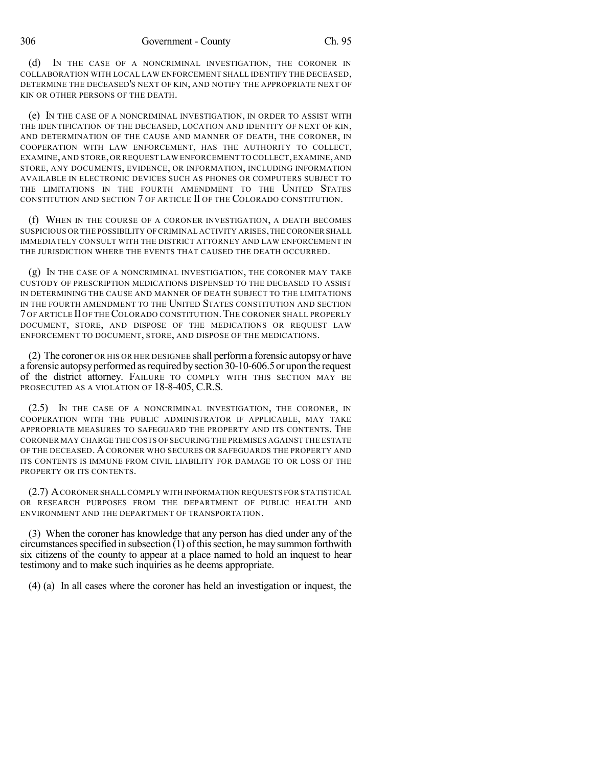(d) IN THE CASE OF A NONCRIMINAL INVESTIGATION, THE CORONER IN COLLABORATION WITH LOCAL LAW ENFORCEMENT SHALL IDENTIFY THE DECEASED, DETERMINE THE DECEASED'S NEXT OF KIN, AND NOTIFY THE APPROPRIATE NEXT OF KIN OR OTHER PERSONS OF THE DEATH.

(e) IN THE CASE OF A NONCRIMINAL INVESTIGATION, IN ORDER TO ASSIST WITH THE IDENTIFICATION OF THE DECEASED, LOCATION AND IDENTITY OF NEXT OF KIN, AND DETERMINATION OF THE CAUSE AND MANNER OF DEATH, THE CORONER, IN COOPERATION WITH LAW ENFORCEMENT, HAS THE AUTHORITY TO COLLECT, EXAMINE, AND STORE, OR REQUEST LAW ENFORCEMENT TO COLLECT, EXAMINE, AND STORE, ANY DOCUMENTS, EVIDENCE, OR INFORMATION, INCLUDING INFORMATION AVAILABLE IN ELECTRONIC DEVICES SUCH AS PHONES OR COMPUTERS SUBJECT TO THE LIMITATIONS IN THE FOURTH AMENDMENT TO THE UNITED STATES CONSTITUTION AND SECTION 7 OF ARTICLE II OF THE COLORADO CONSTITUTION.

(f) WHEN IN THE COURSE OF A CORONER INVESTIGATION, A DEATH BECOMES SUSPICIOUS OR THE POSSIBILITY OF CRIMINAL ACTIVITY ARISES, THE CORONER SHALL IMMEDIATELY CONSULT WITH THE DISTRICT ATTORNEY AND LAW ENFORCEMENT IN THE JURISDICTION WHERE THE EVENTS THAT CAUSED THE DEATH OCCURRED.

(g) IN THE CASE OF A NONCRIMINAL INVESTIGATION, THE CORONER MAY TAKE CUSTODY OF PRESCRIPTION MEDICATIONS DISPENSED TO THE DECEASED TO ASSIST IN DETERMINING THE CAUSE AND MANNER OF DEATH SUBJECT TO THE LIMITATIONS IN THE FOURTH AMENDMENT TO THE UNITED STATES CONSTITUTION AND SECTION 7 OF ARTICLE II OF THE COLORADO CONSTITUTION. THE CORONER SHALL PROPERLY DOCUMENT, STORE, AND DISPOSE OF THE MEDICATIONS OR REQUEST LAW ENFORCEMENT TO DOCUMENT, STORE, AND DISPOSE OF THE MEDICATIONS.

(2) The coroner OR HIS OR HER DESIGNEE shall perform a forensic autopsy or have a forensic autopsy performed as required by section 30-10-606.5 or upon the request of the district attorney. FAILURE TO COMPLY WITH THIS SECTION MAY BE PROSECUTED AS A VIOLATION OF 18-8-405, C.R.S.

(2.5) IN THE CASE OF A NONCRIMINAL INVESTIGATION, THE CORONER, IN COOPERATION WITH THE PUBLIC ADMINISTRATOR IF APPLICABLE, MAY TAKE APPROPRIATE MEASURES TO SAFEGUARD THE PROPERTY AND ITS CONTENTS. THE CORONER MAY CHARGE THE COSTS OF SECURING THE PREMISES AGAINST THE ESTATE OF THE DECEASED. A CORONER WHO SECURES OR SAFEGUARDS THE PROPERTY AND ITS CONTENTS IS IMMUNE FROM CIVIL LIABILITY FOR DAMAGE TO OR LOSS OF THE PROPERTY OR ITS CONTENTS.

(2.7) A CORONER SHALL COMPLY WITH INFORMATION REQUESTS FOR STATISTICAL OR RESEARCH PURPOSES FROM THE DEPARTMENT OF PUBLIC HEALTH AND ENVIRONMENT AND THE DEPARTMENT OF TRANSPORTATION.

(3) When the coroner has knowledge that any person has died under any of the circumstances specified in subsection (1) of this section, he may summon forthwith six citizens of the county to appear at a place named to hold an inquest to hear testimony and to make such inquiries as he deems appropriate.

(4) (a) In all cases where the coroner has held an investigation or inquest, the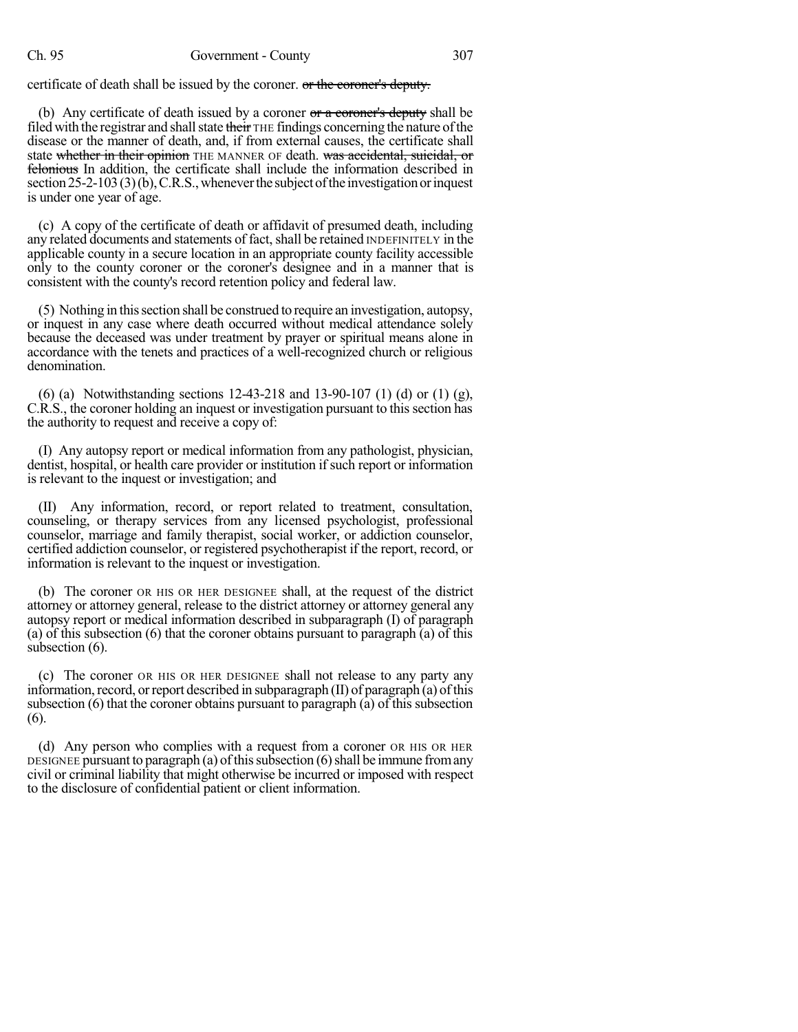certificate of death shall be issued by the coroner. ~~or the coroner's deputy.~~

(b) Any certificate of death issued by a coroner ~~or a coroner's deputy~~ shall be filed with the registrar and shall state ~~their~~ THE findings concerning the nature of the disease or the manner of death, and, if from external causes, the certificate shall state ~~whether in their opinion~~ THE MANNER OF death. ~~was accidental, suicidal, or felonious~~ In addition, the certificate shall include the information described in section 25-2-103 (3) (b), C.R.S., whenever the subject of the investigation or inquest is under one year of age.

(c) A copy of the certificate of death or affidavit of presumed death, including any related documents and statements of fact, shall be retained INDEFINITELY in the applicable county in a secure location in an appropriate county facility accessible only to the county coroner or the coroner's designee and in a manner that is consistent with the county's record retention policy and federal law.

(5) Nothing in this section shall be construed to require an investigation, autopsy, or inquest in any case where death occurred without medical attendance solely because the deceased was under treatment by prayer or spiritual means alone in accordance with the tenets and practices of a well-recognized church or religious denomination.

(6) (a) Notwithstanding sections 12-43-218 and 13-90-107 (1) (d) or (1) (g), C.R.S., the coroner holding an inquest or investigation pursuant to this section has the authority to request and receive a copy of:

(I) Any autopsy report or medical information from any pathologist, physician, dentist, hospital, or health care provider or institution if such report or information is relevant to the inquest or investigation; and

(II) Any information, record, or report related to treatment, consultation, counseling, or therapy services from any licensed psychologist, professional counselor, marriage and family therapist, social worker, or addiction counselor, certified addiction counselor, or registered psychotherapist if the report, record, or information is relevant to the inquest or investigation.

(b) The coroner OR HIS OR HER DESIGNEE shall, at the request of the district attorney or attorney general, release to the district attorney or attorney general any autopsy report or medical information described in subparagraph (I) of paragraph (a) of this subsection (6) that the coroner obtains pursuant to paragraph (a) of this subsection (6).

(c) The coroner OR HIS OR HER DESIGNEE shall not release to any party any information, record, or report described in subparagraph (II) of paragraph (a) of this subsection (6) that the coroner obtains pursuant to paragraph (a) of this subsection (6).

(d) Any person who complies with a request from a coroner OR HIS OR HER DESIGNEE pursuant to paragraph (a) of this subsection (6) shall be immune from any civil or criminal liability that might otherwise be incurred or imposed with respect to the disclosure of confidential patient or client information.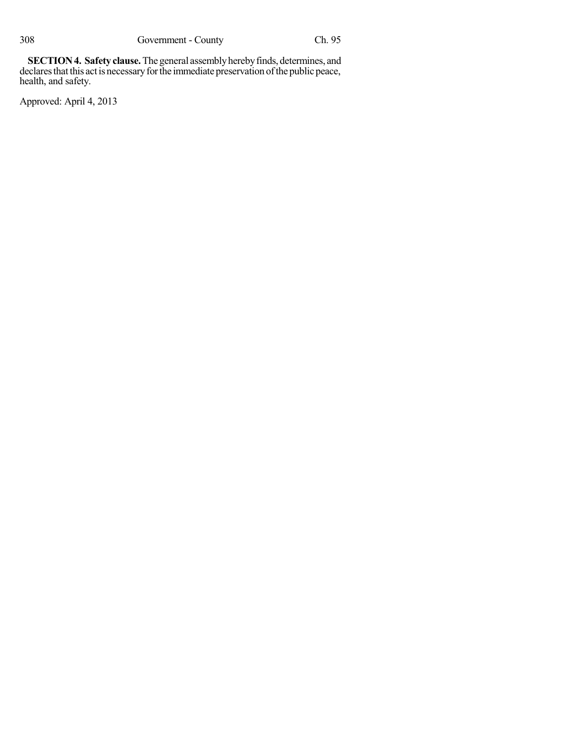**SECTION 4. Safety clause.** The general assembly hereby finds, determines, and declares that this act is necessary for the immediate preservation of the public peace, health, and safety.

Approved: April 4, 2013